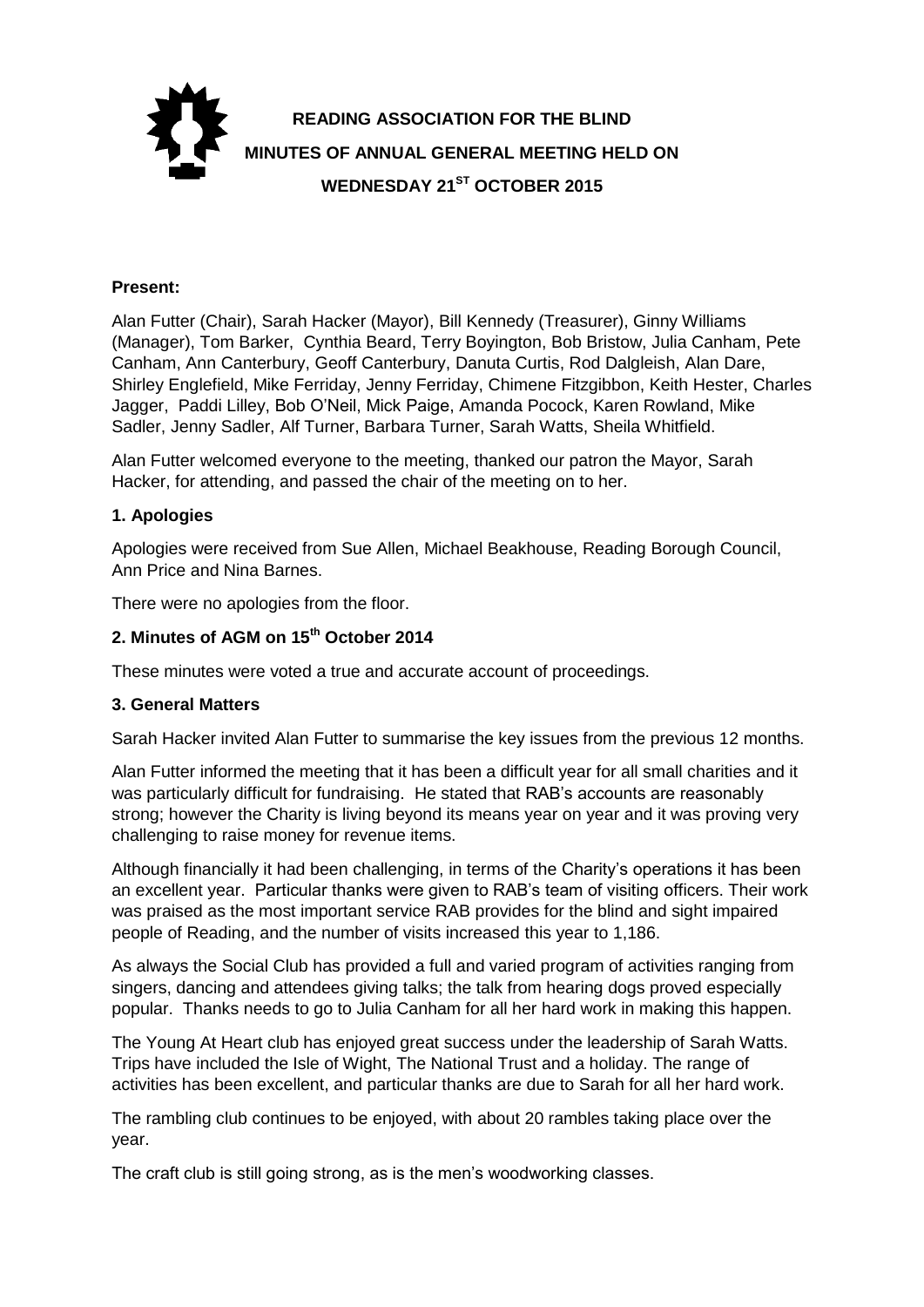# READING ASSOCIATION FOR THE BLIND

## MINUTES OF ANNUAL GENERAL MEETING HELD ON WEDNESDAY 21ST OCTOBER 2015

**Present:**

Alan Futter (Chair), Sarah Hacker (Mayor), Bill Kennedy (Treasurer), Ginny Williams (Manager), Tom Barker, Cynthia Beard, Terry Boyington, Bob Bristow, Julia Canham, Pete Canham, Ann Canterbury, Geoff Canterbury, Danuta Curtis, Rod Dalgleish, Alan Dare, Shirley Englefield, Mike Ferriday, Jenny Ferriday, Chimene Fitzgibbon, Keith Hester, Charles Jagger, Paddi Lilley, Bob O'Neil, Mick Paige, Amanda Pocock, Karen Rowland, Mike Sadler, Jenny Sadler, Alf Turner, Barbara Turner, Sarah Watts, Sheila Whitfield.

Alan Futter welcomed everyone to the meeting, thanked our patron the Mayor, Sarah Hacker, for attending, and passed the chair of the meeting on to her.

### 1. Apologies

Apologies were received from Sue Allen, Michael Beakhouse, Reading Borough Council, Ann Price and Nina Barnes.

There were no apologies from the floor.

### 2. Minutes of AGM on 15th October 2014

These minutes were voted a true and accurate account of proceedings.

### 3. General Matters

Sarah Hacker invited Alan Futter to summarise the key issues from the previous 12 months.

Alan Futter informed the meeting that it has been a difficult year for all small charities and it was particularly difficult for fundraising. He stated that RAB's accounts are reasonably strong; however the Charity is living beyond its means year on year and it was proving very challenging to raise money for revenue items.

Although financially it had been challenging, in terms of the Charity's operations it has been an excellent year. Particular thanks were given to RAB's team of visiting officers. Their work was praised as the most important service RAB provides for the blind and sight impaired people of Reading, and the number of visits increased this year to 1,186.

As always the Social Club has provided a full and varied program of activities ranging from singers, dancing and attendees giving talks; the talk from hearing dogs proved especially popular. Thanks needs to go to Julia Canham for all her hard work in making this happen.

The Young At Heart club has enjoyed great success under the leadership of Sarah Watts. Trips have included the Isle of Wight, The National Trust and a holiday. The range of activities has been excellent, and particular thanks are due to Sarah for all her hard work.

The rambling club continues to be enjoyed, with about 20 rambles taking place over the year.

The craft club is still going strong, as is the men's woodworking classes.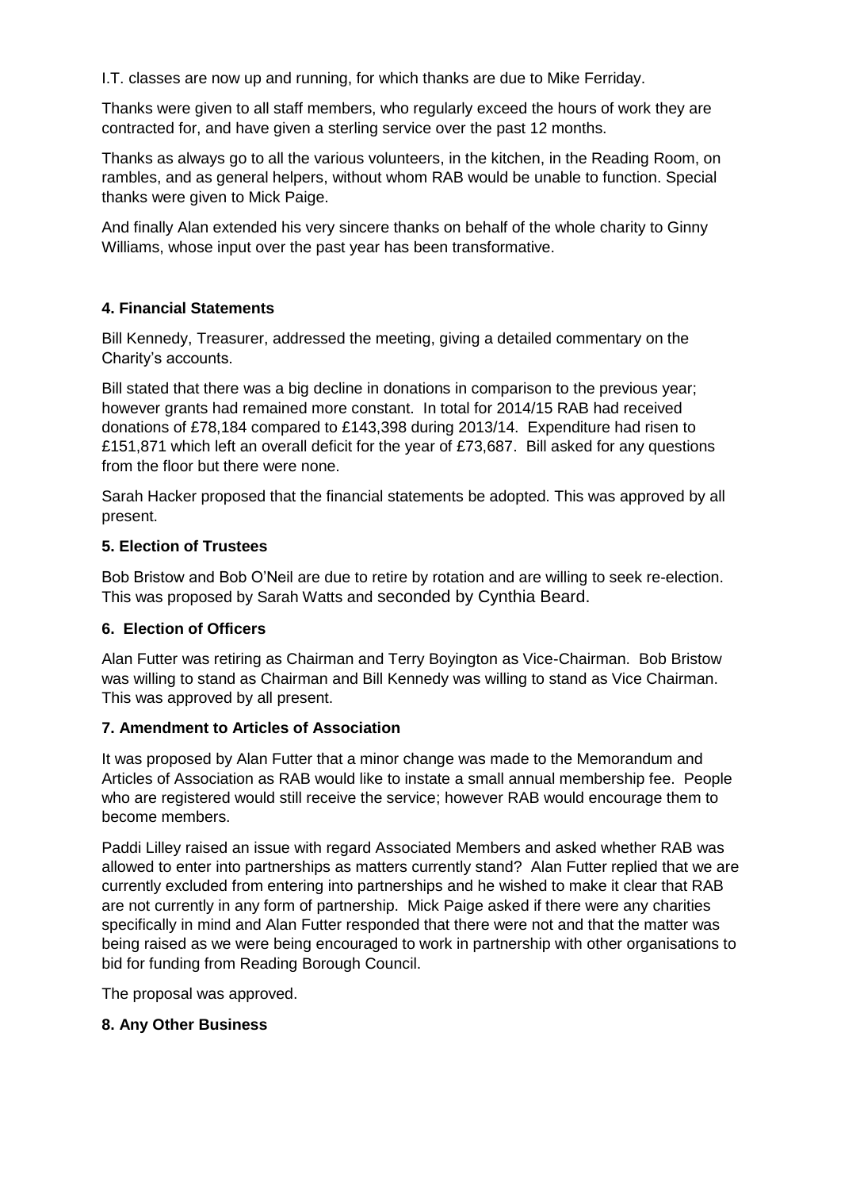I.T. classes are now up and running, for which thanks are due to Mike Ferriday.

Thanks were given to all staff members, who regularly exceed the hours of work they are contracted for, and have given a sterling service over the past 12 months.

Thanks as always go to all the various volunteers, in the kitchen, in the Reading Room, on rambles, and as general helpers, without whom RAB would be unable to function. Special thanks were given to Mick Paige.

And finally Alan extended his very sincere thanks on behalf of the whole charity to Ginny Williams, whose input over the past year has been transformative.

**4. Financial Statements**

Bill Kennedy, Treasurer, addressed the meeting, giving a detailed commentary on the Charity's accounts.

Bill stated that there was a big decline in donations in comparison to the previous year; however grants had remained more constant. In total for 2014/15 RAB had received donations of £78,184 compared to £143,398 during 2013/14. Expenditure had risen to £151,871 which left an overall deficit for the year of £73,687. Bill asked for any questions from the floor but there were none.

Sarah Hacker proposed that the financial statements be adopted. This was approved by all present.

**5. Election of Trustees**

Bob Bristow and Bob O'Neil are due to retire by rotation and are willing to seek re-election. This was proposed by Sarah Watts and seconded by Cynthia Beard.

**6. Election of Officers**

Alan Futter was retiring as Chairman and Terry Boyington as Vice-Chairman. Bob Bristow was willing to stand as Chairman and Bill Kennedy was willing to stand as Vice Chairman. This was approved by all present.

**7. Amendment to Articles of Association**

It was proposed by Alan Futter that a minor change was made to the Memorandum and Articles of Association as RAB would like to instate a small annual membership fee. People who are registered would still receive the service; however RAB would encourage them to become members.

Paddi Lilley raised an issue with regard Associated Members and asked whether RAB was allowed to enter into partnerships as matters currently stand? Alan Futter replied that we are currently excluded from entering into partnerships and he wished to make it clear that RAB are not currently in any form of partnership. Mick Paige asked if there were any charities specifically in mind and Alan Futter responded that there were not and that the matter was being raised as we were being encouraged to work in partnership with other organisations to bid for funding from Reading Borough Council.

The proposal was approved.

**8. Any Other Business**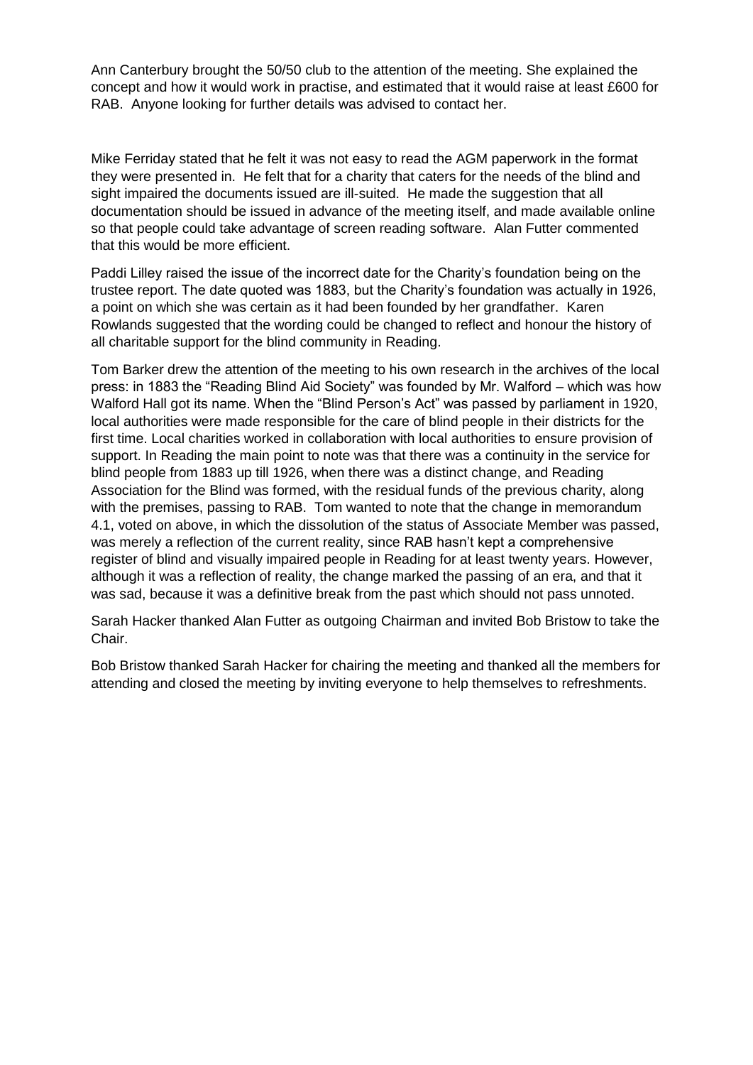Ann Canterbury brought the 50/50 club to the attention of the meeting. She explained the concept and how it would work in practise, and estimated that it would raise at least £600 for RAB. Anyone looking for further details was advised to contact her.

Mike Ferriday stated that he felt it was not easy to read the AGM paperwork in the format they were presented in. He felt that for a charity that caters for the needs of the blind and sight impaired the documents issued are ill-suited. He made the suggestion that all documentation should be issued in advance of the meeting itself, and made available online so that people could take advantage of screen reading software. Alan Futter commented that this would be more efficient.

Paddi Lilley raised the issue of the incorrect date for the Charity's foundation being on the trustee report. The date quoted was 1883, but the Charity's foundation was actually in 1926, a point on which she was certain as it had been founded by her grandfather. Karen Rowlands suggested that the wording could be changed to reflect and honour the history of all charitable support for the blind community in Reading.

Tom Barker drew the attention of the meeting to his own research in the archives of the local press: in 1883 the "Reading Blind Aid Society" was founded by Mr. Walford – which was how Walford Hall got its name. When the "Blind Person's Act" was passed by parliament in 1920, local authorities were made responsible for the care of blind people in their districts for the first time. Local charities worked in collaboration with local authorities to ensure provision of support. In Reading the main point to note was that there was a continuity in the service for blind people from 1883 up till 1926, when there was a distinct change, and Reading Association for the Blind was formed, with the residual funds of the previous charity, along with the premises, passing to RAB. Tom wanted to note that the change in memorandum 4.1, voted on above, in which the dissolution of the status of Associate Member was passed, was merely a reflection of the current reality, since RAB hasn't kept a comprehensive register of blind and visually impaired people in Reading for at least twenty years. However, although it was a reflection of reality, the change marked the passing of an era, and that it was sad, because it was a definitive break from the past which should not pass unnoted.

Sarah Hacker thanked Alan Futter as outgoing Chairman and invited Bob Bristow to take the Chair.

Bob Bristow thanked Sarah Hacker for chairing the meeting and thanked all the members for attending and closed the meeting by inviting everyone to help themselves to refreshments.